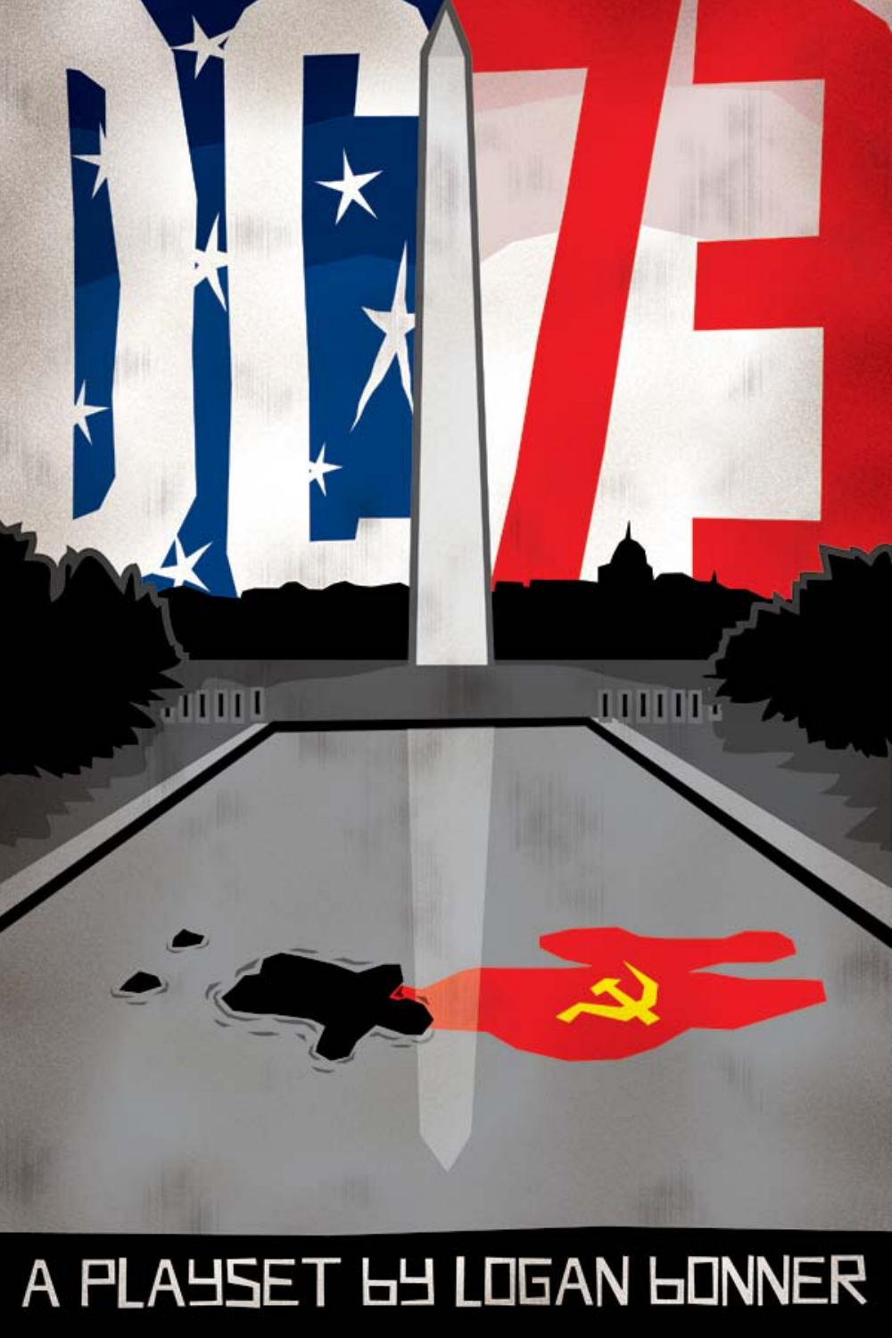# DC 73

A PLAYSET BY LOGAN BONNER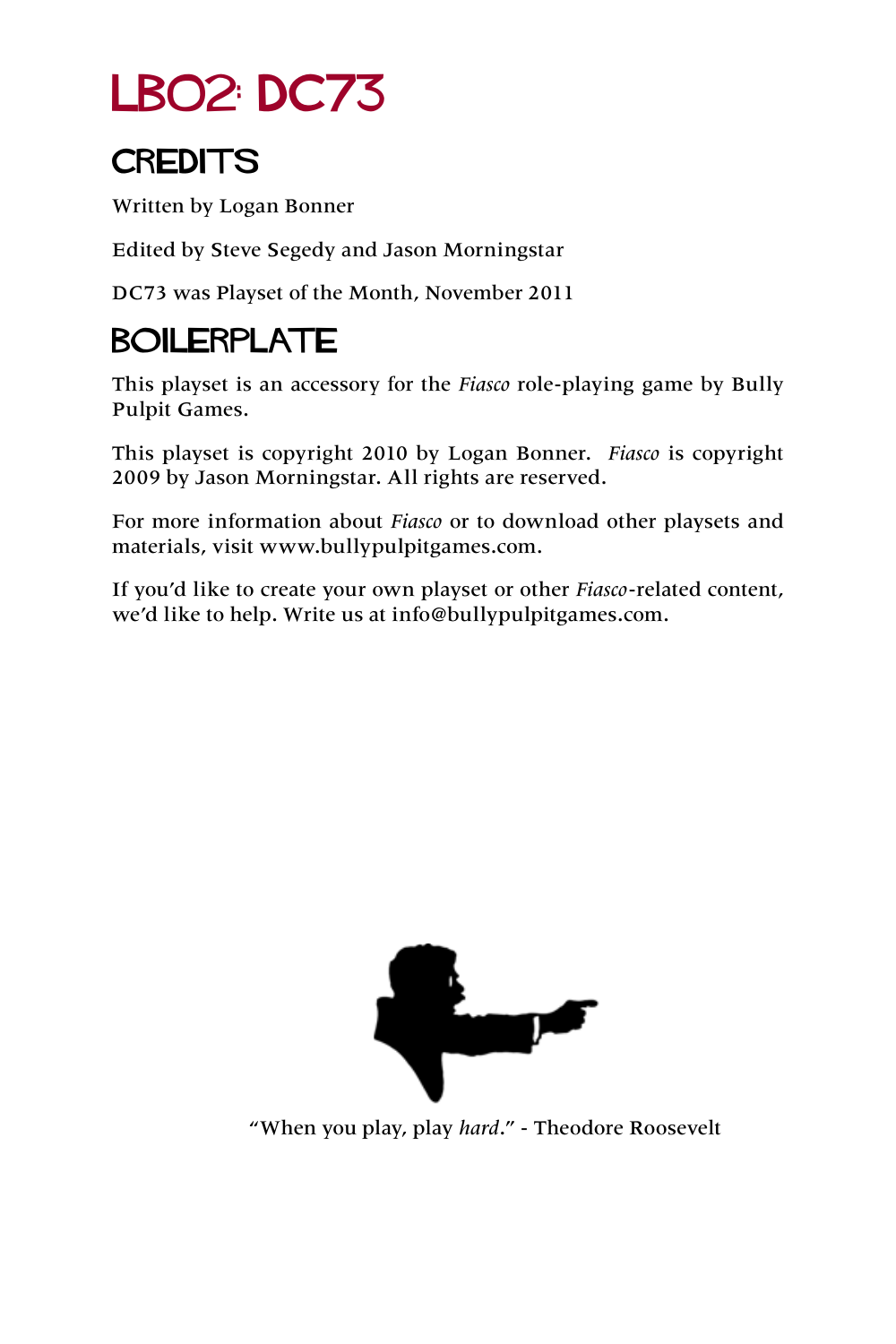# LB02: DC73

## CREDITS

Written by Logan Bonner

Edited by Steve Segedy and Jason Morningstar

DC73 was Playset of the Month, November 2011

## BOILERPLATE

This playset is an accessory for the *Fiasco* role-playing game by Bully Pulpit Games.

This playset is copyright 2010 by Logan Bonner. *Fiasco* is copyright 2009 by Jason Morningstar. All rights are reserved.

For more information about *Fiasco* or to download other playsets and materials, visit www.bullypulpitgames.com.

If you'd like to create your own playset or other *Fiasco*-related content, we'd like to help. Write us at info@bullypulpitgames.com.

"When you play, play *hard*." - Theodore Roosevelt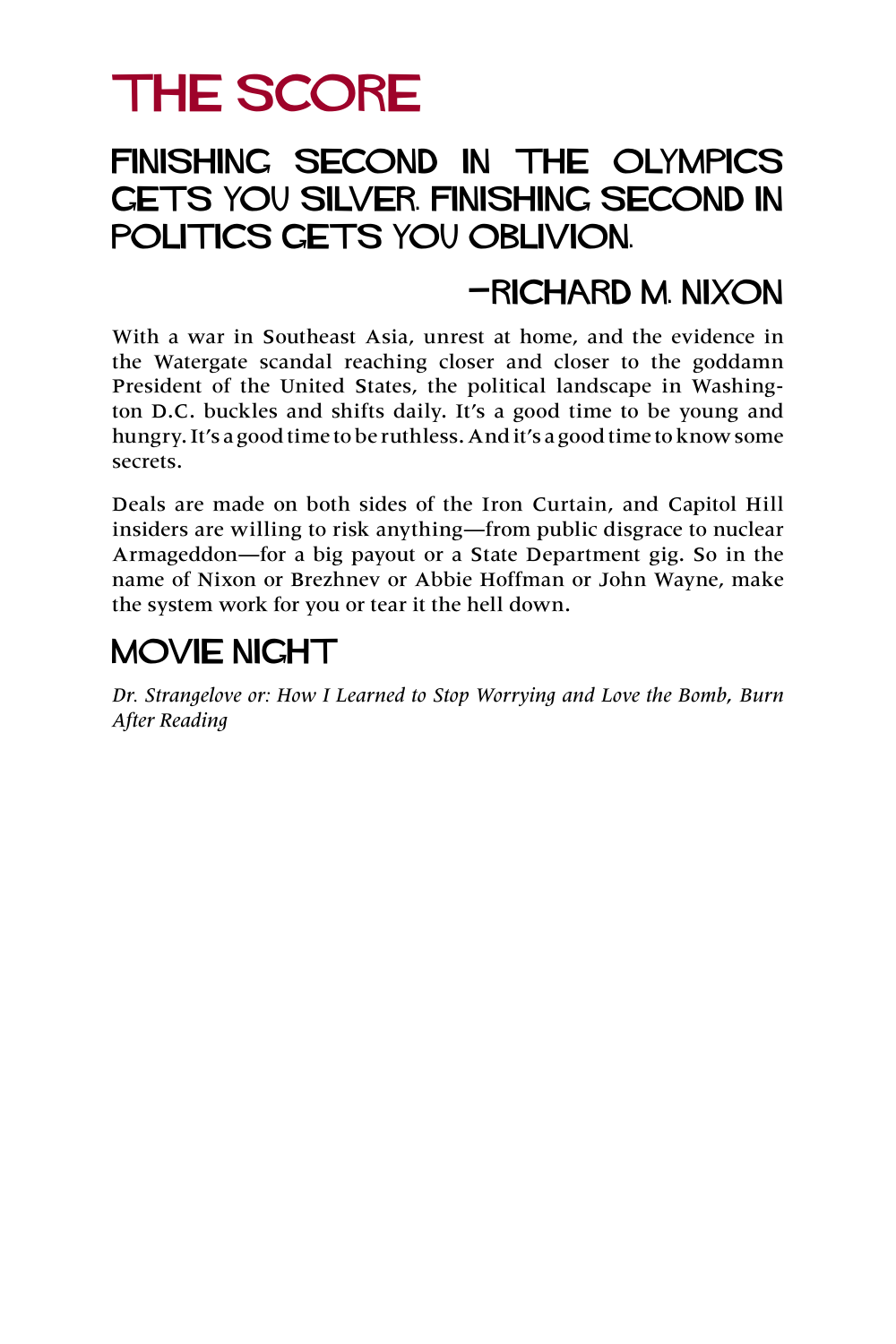# THE SCORE

## FINISHING SECOND IN THE OLYMPICS GETS YOU SILVER. FINISHING SECOND IN POLITICS GETS YOU OBLIVION.

## —RICHARD M. NIXON

With a war in Southeast Asia, unrest at home, and the evidence in the Watergate scandal reaching closer and closer to the goddamn President of the United States, the political landscape in Washington D.C. buckles and shifts daily. It's a good time to be young and hungry. It's a good time to be ruthless. And it's a good time to know some secrets.

Deals are made on both sides of the Iron Curtain, and Capitol Hill insiders are willing to risk anything—from public disgrace to nuclear Armageddon—for a big payout or a State Department gig. So in the name of Nixon or Brezhnev or Abbie Hoffman or John Wayne, make the system work for you or tear it the hell down.

## MOVIE NIGHT

*Dr. Strangelove or: How I Learned to Stop Worrying and Love the Bomb, Burn After Reading*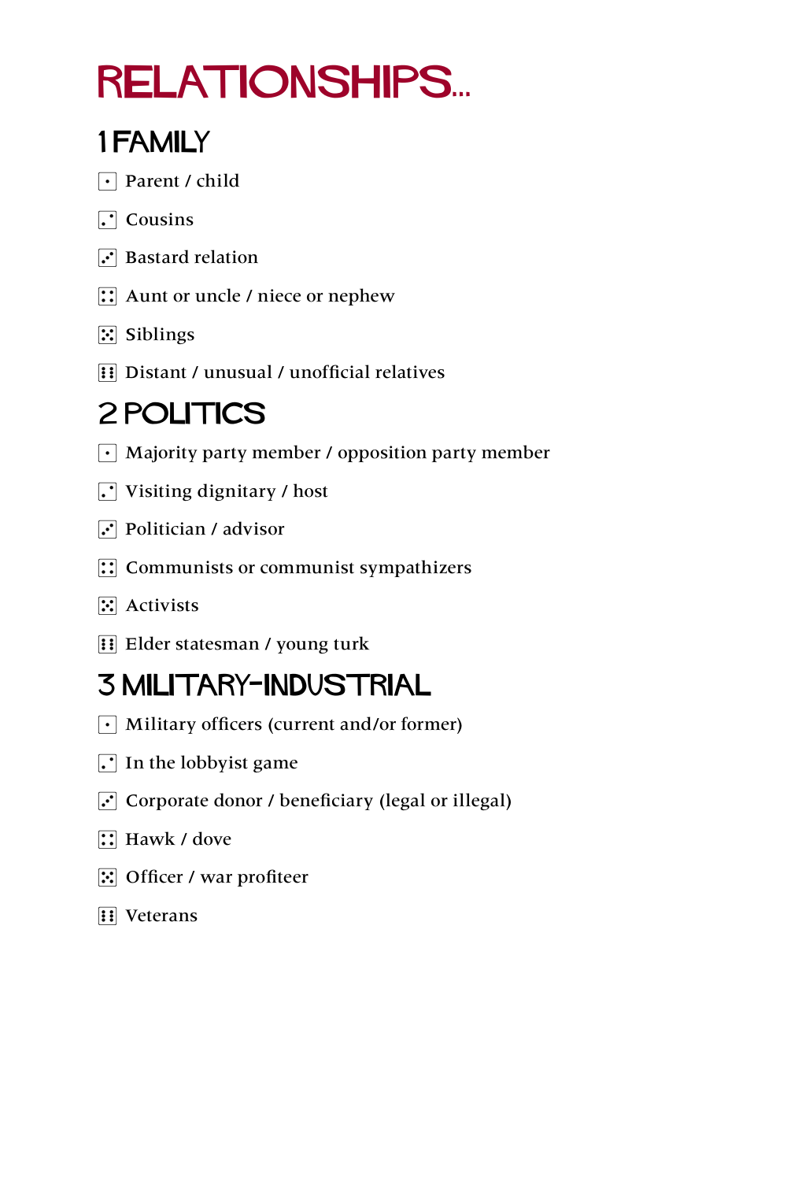# RELATIONSHIPS...

## 1 FAMILY

- ⚀ Parent / child
- ⚁ Cousins
- ⚂ Bastard relation
- ⚃ Aunt or uncle / niece or nephew
- ⚄ Siblings
- ⚅ Distant / unusual / unofficial relatives

## 2 POLITICS

- ⚀ Majority party member / opposition party member
- ⚁ Visiting dignitary / host
- ⚂ Politician / advisor
- ⚃ Communists or communist sympathizers
- ⚄ Activists
- ⚅ Elder statesman / young turk

## 3 MILITARY-INDUSTRIAL

- ⚀ Military officers (current and/or former)
- ⚁ In the lobbyist game
- ⚂ Corporate donor / beneficiary (legal or illegal)
- ⚃ Hawk / dove
- ⚄ Officer / war profiteer
- ⚅ Veterans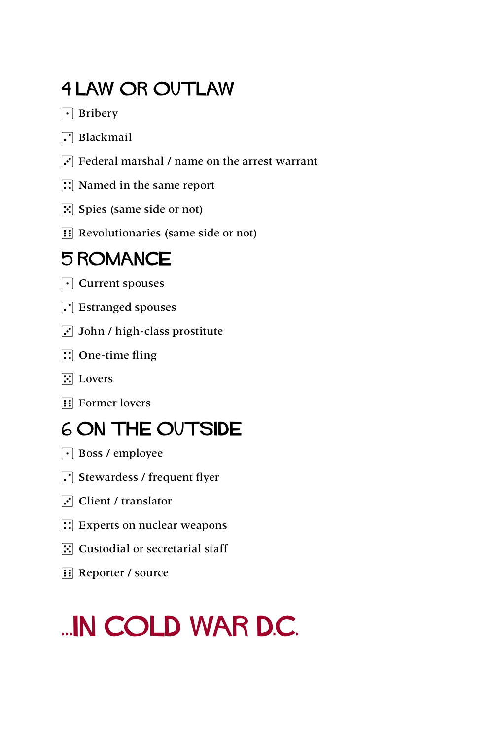## 4 LAW OR OUTLAW

- ⚀ Bribery
- ⚁ Blackmail
- ⚂ Federal marshal / name on the arrest warrant
- ⚃ Named in the same report
- ⚄ Spies (same side or not)
- ⚅ Revolutionaries (same side or not)

## 5 ROMANCE

- ⚀ Current spouses
- ⚁ Estranged spouses
- ⚂ John / high-class prostitute
- ⚃ One-time fling
- ⚄ Lovers
- ⚅ Former lovers

## 6 ON THE OUTSIDE

- ⚀ Boss / employee
- ⚁ Stewardess / frequent flyer
- ⚂ Client / translator
- ⚃ Experts on nuclear weapons
- ⚄ Custodial or secretarial staff
- ⚅ Reporter / source

# ...IN COLD WAR D.C.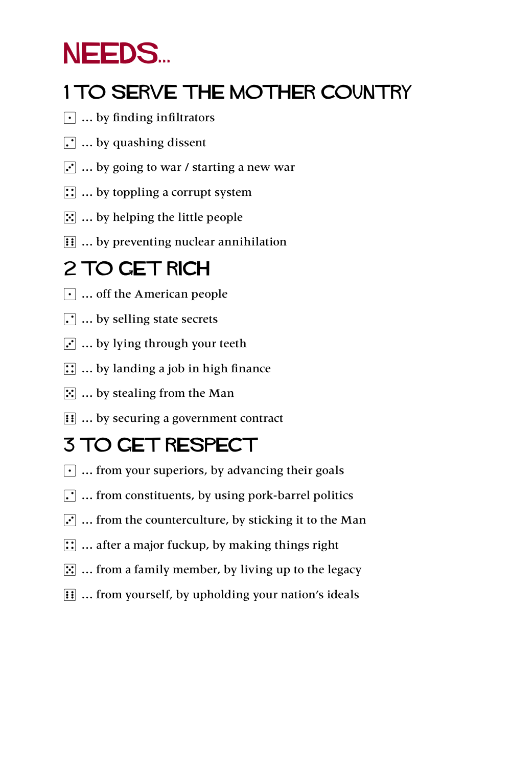# NEEDS...

## 1 TO SERVE THE MOTHER COUNTRY

⚀ … by finding infiltrators

⚁ … by quashing dissent

⚂ … by going to war / starting a new war

⚃ … by toppling a corrupt system

⚄ … by helping the little people

⚅ … by preventing nuclear annihilation

## 2 TO GET RICH

⚀ … off the American people

⚁ … by selling state secrets

⚂ … by lying through your teeth

⚃ … by landing a job in high finance

⚄ … by stealing from the Man

⚅ … by securing a government contract

## 3 TO GET RESPECT

⚀ … from your superiors, by advancing their goals

⚁ … from constituents, by using pork-barrel politics

⚂ … from the counterculture, by sticking it to the Man

⚃ … after a major fuckup, by making things right

⚄ … from a family member, by living up to the legacy

⚅ … from yourself, by upholding your nation's ideals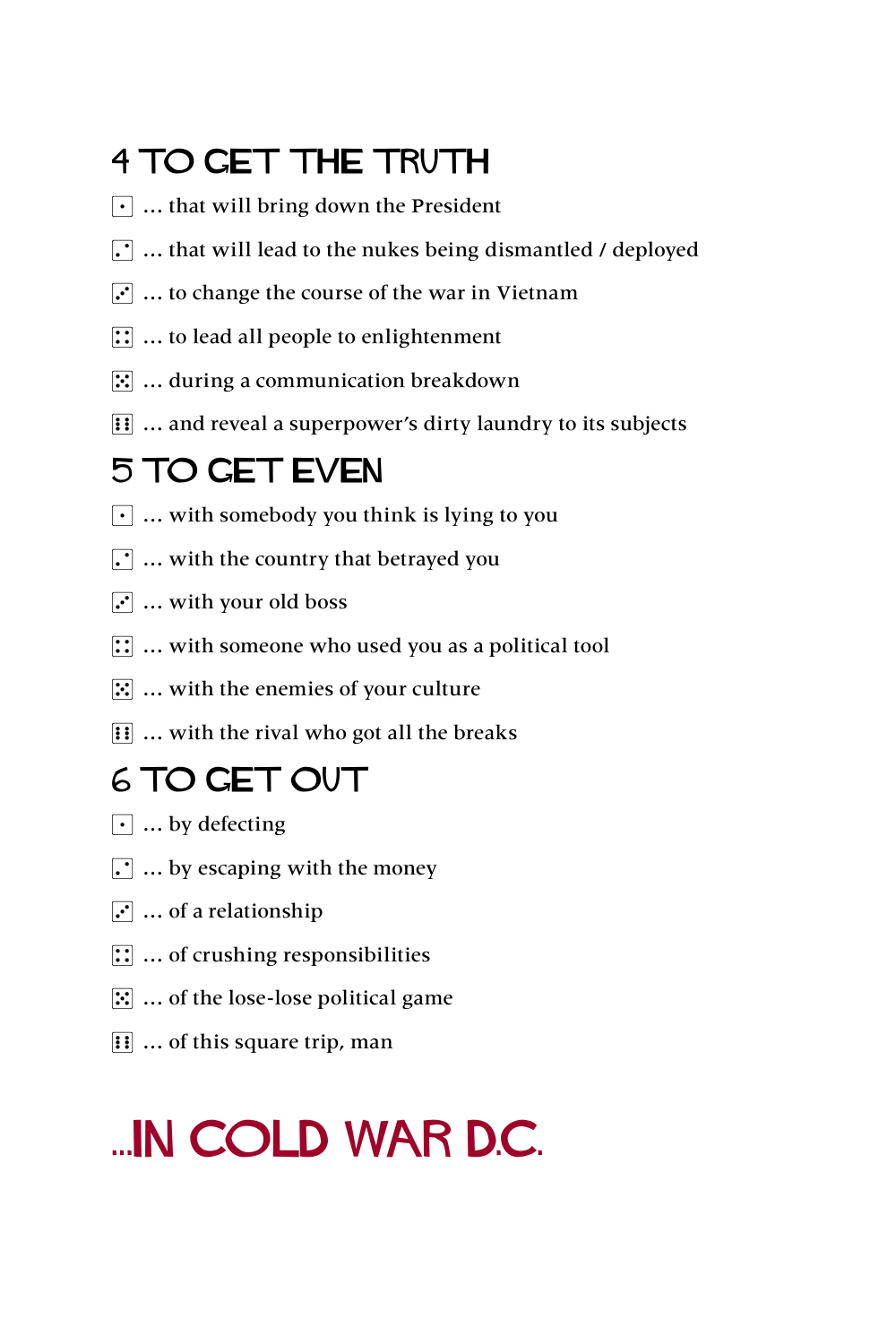## 4 TO GET THE TRUTH

⚀ … that will bring down the President

⚁ … that will lead to the nukes being dismantled / deployed

⚂ … to change the course of the war in Vietnam

⚃ … to lead all people to enlightenment

⚄ … during a communication breakdown

⚅ … and reveal a superpower's dirty laundry to its subjects

## 5 TO GET EVEN

⚀ … with somebody you think is lying to you

⚁ … with the country that betrayed you

⚂ … with your old boss

⚃ … with someone who used you as a political tool

⚄ … with the enemies of your culture

⚅ … with the rival who got all the breaks

## 6 TO GET OUT

⚀ … by defecting

⚁ … by escaping with the money

⚂ … of a relationship

⚃ … of crushing responsibilities

⚄ … of the lose-lose political game

⚅ … of this square trip, man

# …IN COLD WAR D.C.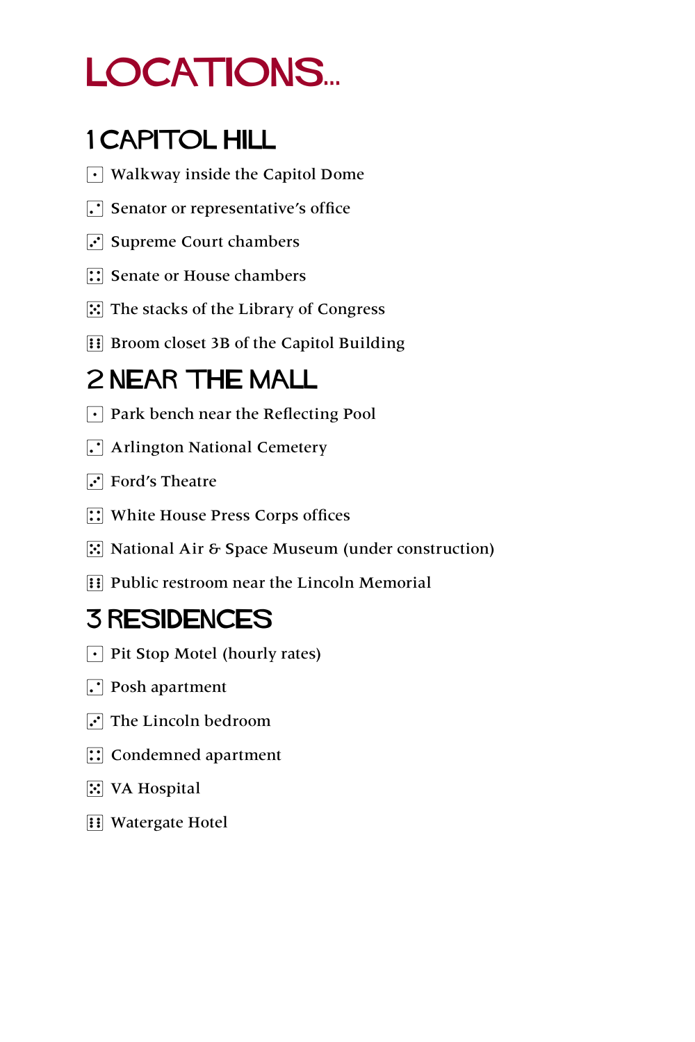# LOCATIONS...

## 1 CAPITOL HILL

- ⚀ Walkway inside the Capitol Dome
- ⚁ Senator or representative's office
- ⚂ Supreme Court chambers
- ⚃ Senate or House chambers
- ⚄ The stacks of the Library of Congress
- ⚅ Broom closet 3B of the Capitol Building

## 2 NEAR THE MALL

- ⚀ Park bench near the Reflecting Pool
- ⚁ Arlington National Cemetery
- ⚂ Ford's Theatre
- ⚃ White House Press Corps offices
- ⚄ National Air & Space Museum (under construction)
- ⚅ Public restroom near the Lincoln Memorial

## 3 RESIDENCES

- ⚀ Pit Stop Motel (hourly rates)
- ⚁ Posh apartment
- ⚂ The Lincoln bedroom
- ⚃ Condemned apartment
- ⚄ VA Hospital
- ⚅ Watergate Hotel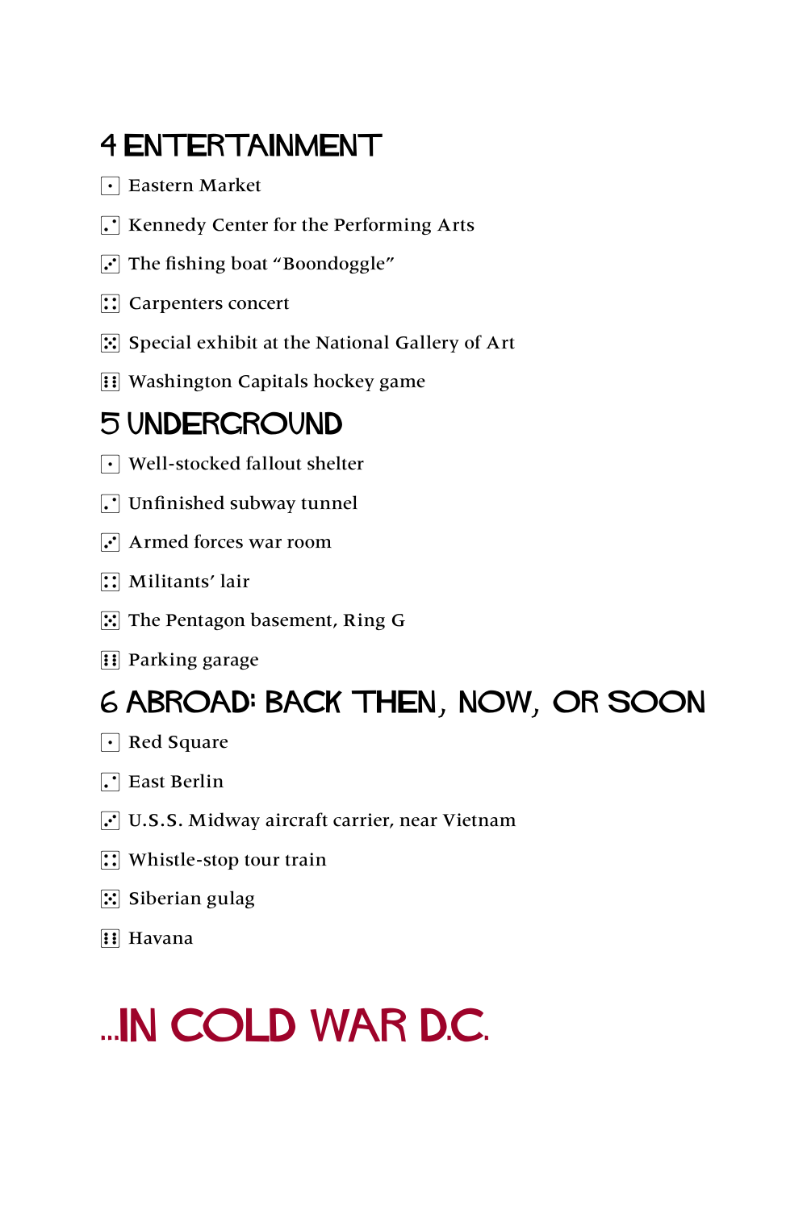## 4 ENTERTAINMENT

- ⚀ Eastern Market
- ⚁ Kennedy Center for the Performing Arts
- ⚂ The fishing boat “Boondoggle”
- ⚃ Carpenters concert
- ⚄ Special exhibit at the National Gallery of Art
- ⚅ Washington Capitals hockey game

## 5 UNDERGROUND

- ⚀ Well-stocked fallout shelter
- ⚁ Unfinished subway tunnel
- ⚂ Armed forces war room
- ⚃ Militants’ lair
- ⚄ The Pentagon basement, Ring G
- ⚅ Parking garage

## 6 ABROAD: BACK THEN, NOW, OR SOON

- ⚀ Red Square
- ⚁ East Berlin
- ⚂ U.S.S. Midway aircraft carrier, near Vietnam
- ⚃ Whistle-stop tour train
- ⚄ Siberian gulag
- ⚅ Havana

# ...IN COLD WAR D.C.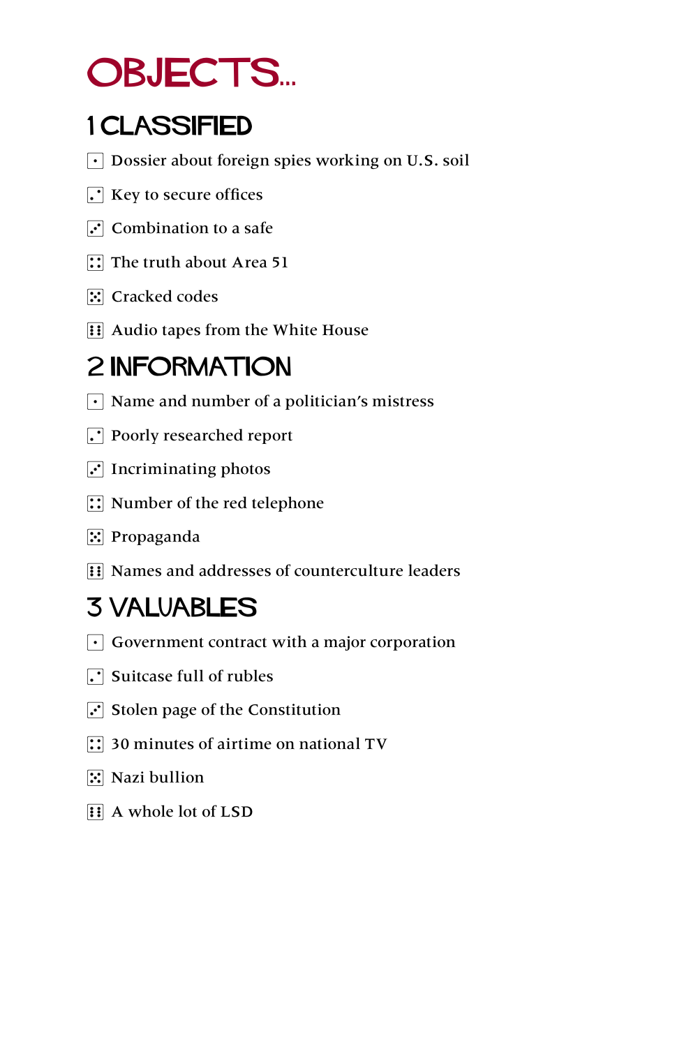# OBJECTS...

## 1 CLASSIFIED

- ⚀ Dossier about foreign spies working on U.S. soil
- ⚁ Key to secure offices
- ⚂ Combination to a safe
- ⚃ The truth about Area 51
- ⚄ Cracked codes
- ⚅ Audio tapes from the White House

## 2 INFORMATION

- ⚀ Name and number of a politician’s mistress
- ⚁ Poorly researched report
- ⚂ Incriminating photos
- ⚃ Number of the red telephone
- ⚄ Propaganda
- ⚅ Names and addresses of counterculture leaders

## 3 VALUABLES

- ⚀ Government contract with a major corporation
- ⚁ Suitcase full of rubles
- ⚂ Stolen page of the Constitution
- ⚃ 30 minutes of airtime on national TV
- ⚄ Nazi bullion
- ⚅ A whole lot of LSD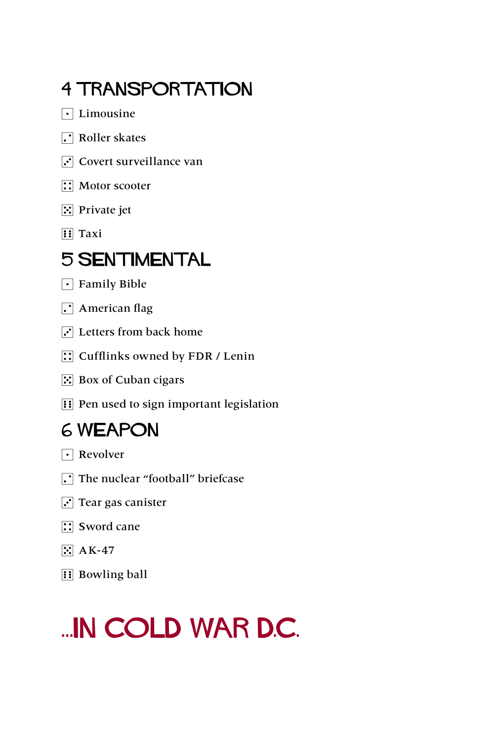## 4 TRANSPORTATION

- ⚀ Limousine
- ⚁ Roller skates
- ⚂ Covert surveillance van
- ⚃ Motor scooter
- ⚄ Private jet
- ⚅ Taxi

## 5 SENTIMENTAL

- ⚀ Family Bible
- ⚁ American flag
- ⚂ Letters from back home
- ⚃ Cufflinks owned by FDR / Lenin
- ⚄ Box of Cuban cigars
- ⚅ Pen used to sign important legislation

## 6 WEAPON

- ⚀ Revolver
- ⚁ The nuclear "football" briefcase
- ⚂ Tear gas canister
- ⚃ Sword cane
- ⚄ AK-47
- ⚅ Bowling ball

# ...IN COLD WAR D.C.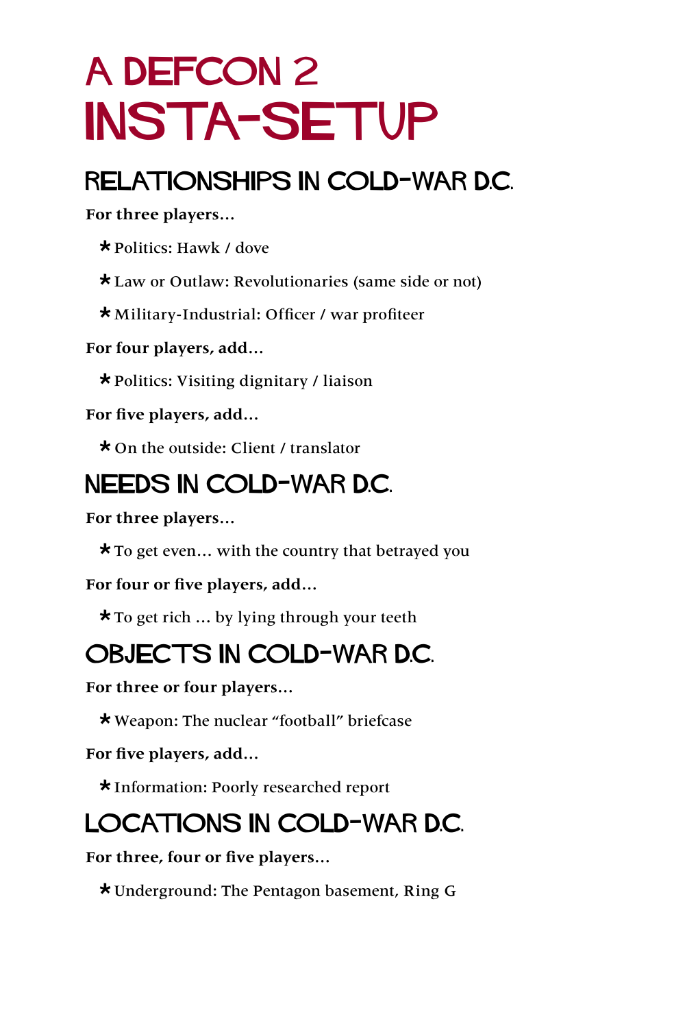# A DEFCON 2 INSTA-SETUP

## RELATIONSHIPS IN COLD-WAR D.C.

**For three players…**

* Politics: Hawk / dove
* Law or Outlaw: Revolutionaries (same side or not)
* Military-Industrial: Officer / war profiteer

**For four players, add…**

* Politics: Visiting dignitary / liaison

**For five players, add…**

* On the outside: Client / translator

## NEEDS IN COLD-WAR D.C.

**For three players…**

* To get even… with the country that betrayed you

**For four or five players, add…**

* To get rich … by lying through your teeth

## OBJECTS IN COLD-WAR D.C.

**For three or four players…**

* Weapon: The nuclear "football" briefcase

**For five players, add…**

* Information: Poorly researched report

## LOCATIONS IN COLD-WAR D.C.

**For three, four or five players…**

* Underground: The Pentagon basement, Ring G